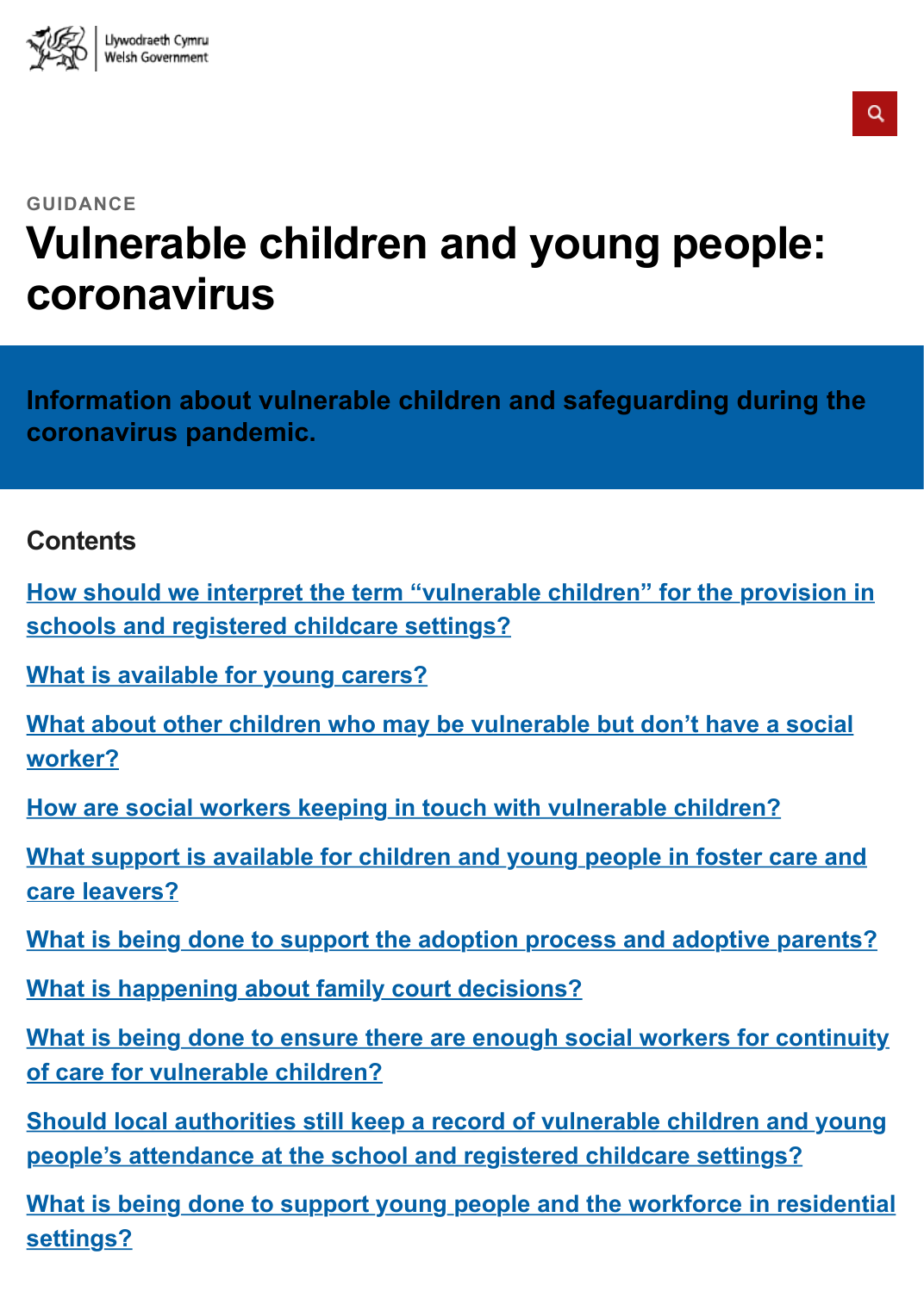Llywodraeth Cymru
Welsh Government

GUIDANCE

# Vulnerable children and young people: coronavirus

**Information about vulnerable children and safeguarding during the coronavirus pandemic.**

## Contents

How should we interpret the term “vulnerable children” for the provision in schools and registered childcare settings?

What is available for young carers?

What about other children who may be vulnerable but don’t have a social worker?

How are social workers keeping in touch with vulnerable children?

What support is available for children and young people in foster care and care leavers?

What is being done to support the adoption process and adoptive parents?

What is happening about family court decisions?

What is being done to ensure there are enough social workers for continuity of care for vulnerable children?

Should local authorities still keep a record of vulnerable children and young people’s attendance at the school and registered childcare settings?

What is being done to support young people and the workforce in residential settings?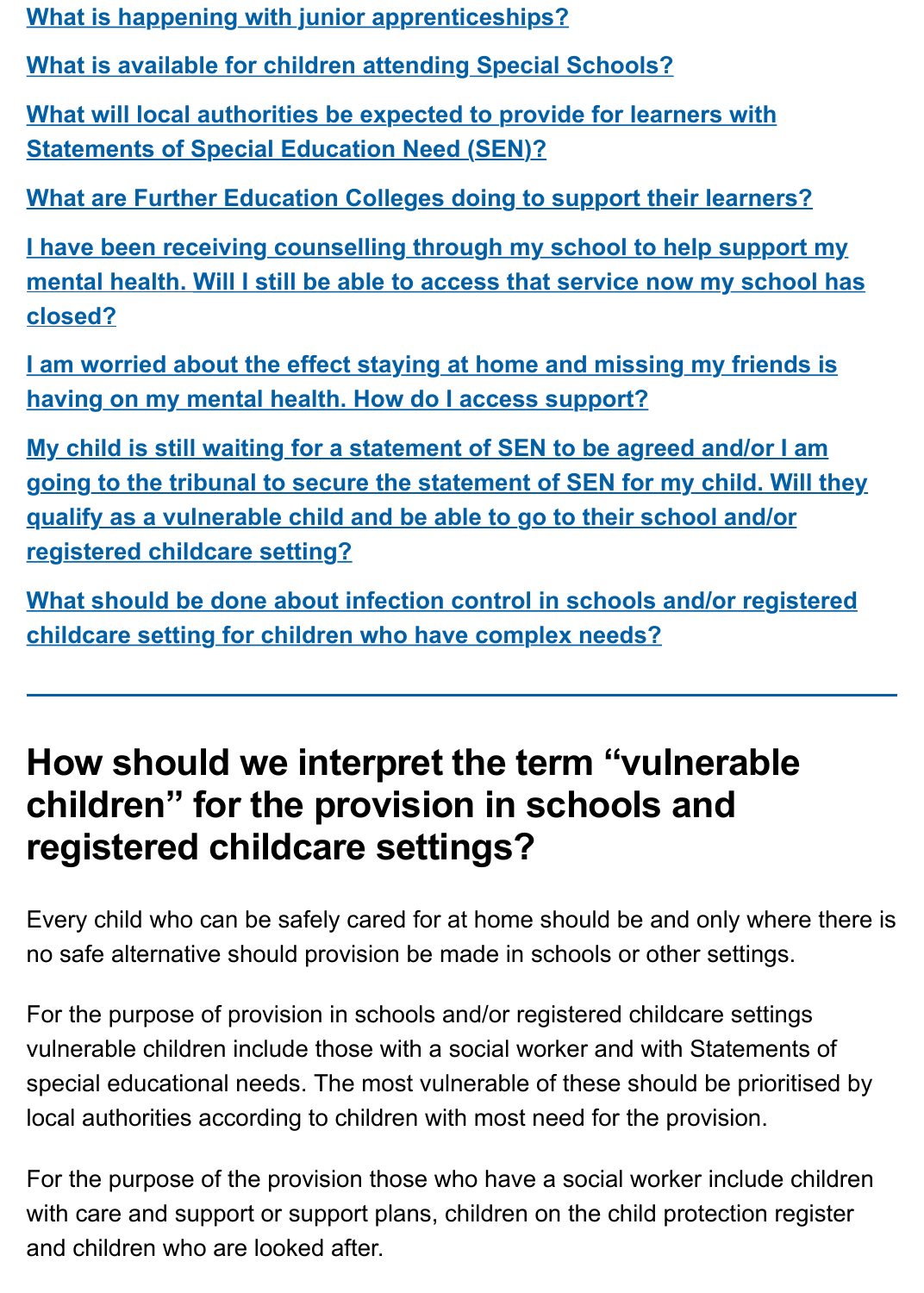[What is happening with junior apprenticeships?]

[What is available for children attending Special Schools?]

[What will local authorities be expected to provide for learners with Statements of Special Education Need (SEN)?]

[What are Further Education Colleges doing to support their learners?]

[I have been receiving counselling through my school to help support my mental health. Will I still be able to access that service now my school has closed?]

[I am worried about the effect staying at home and missing my friends is having on my mental health. How do I access support?]

[My child is still waiting for a statement of SEN to be agreed and/or I am going to the tribunal to secure the statement of SEN for my child. Will they qualify as a vulnerable child and be able to go to their school and/or registered childcare setting?]

[What should be done about infection control in schools and/or registered childcare setting for children who have complex needs?]

---

## How should we interpret the term “vulnerable children” for the provision in schools and registered childcare settings?

Every child who can be safely cared for at home should be and only where there is no safe alternative should provision be made in schools or other settings.

For the purpose of provision in schools and/or registered childcare settings vulnerable children include those with a social worker and with Statements of special educational needs. The most vulnerable of these should be prioritised by local authorities according to children with most need for the provision.

For the purpose of the provision those who have a social worker include children with care and support or support plans, children on the child protection register and children who are looked after.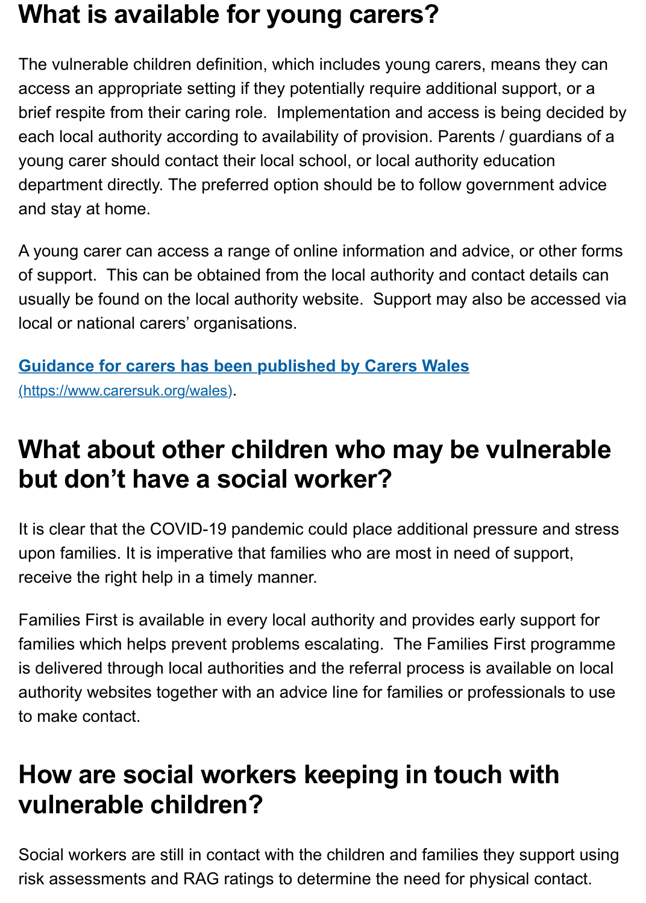## What is available for young carers?

The vulnerable children definition, which includes young carers, means they can access an appropriate setting if they potentially require additional support, or a brief respite from their caring role.  Implementation and access is being decided by each local authority according to availability of provision. Parents / guardians of a young carer should contact their local school, or local authority education department directly. The preferred option should be to follow government advice and stay at home.

A young carer can access a range of online information and advice, or other forms of support.  This can be obtained from the local authority and contact details can usually be found on the local authority website.  Support may also be accessed via local or national carers' organisations.

[Guidance for carers has been published by Carers Wales](https://www.carersuk.org/wales) (https://www.carersuk.org/wales).

## What about other children who may be vulnerable but don't have a social worker?

It is clear that the COVID-19 pandemic could place additional pressure and stress upon families. It is imperative that families who are most in need of support, receive the right help in a timely manner.

Families First is available in every local authority and provides early support for families which helps prevent problems escalating.  The Families First programme is delivered through local authorities and the referral process is available on local authority websites together with an advice line for families or professionals to use to make contact.

## How are social workers keeping in touch with vulnerable children?

Social workers are still in contact with the children and families they support using risk assessments and RAG ratings to determine the need for physical contact.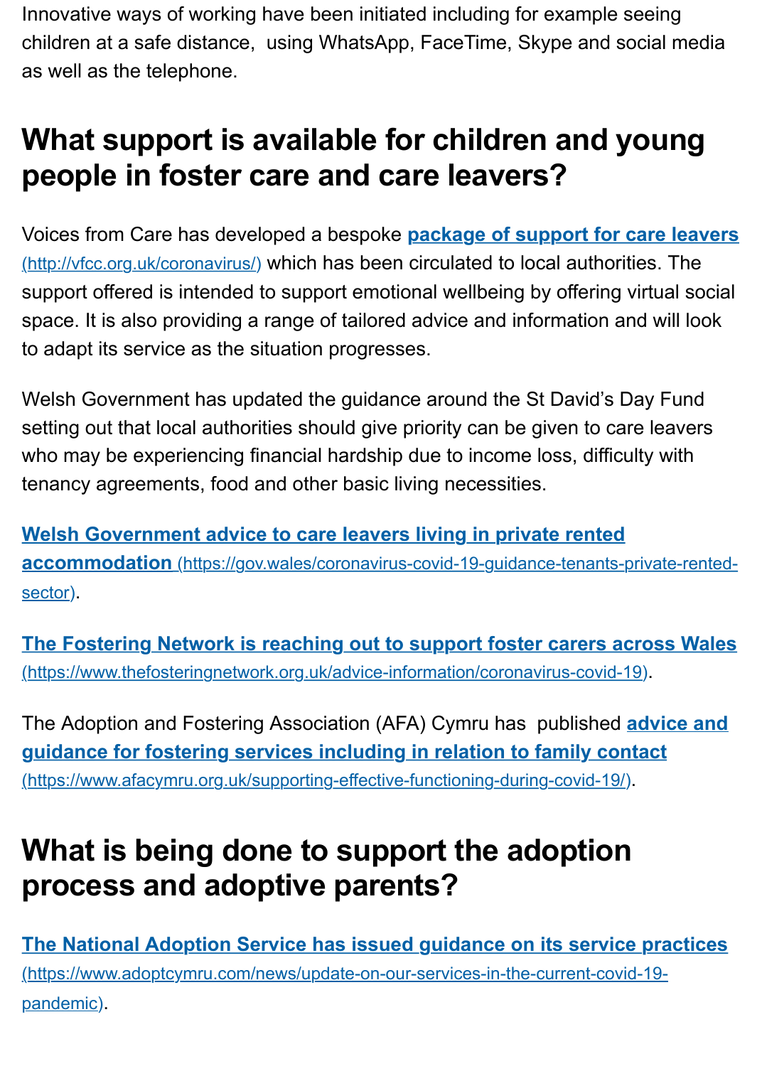Innovative ways of working have been initiated including for example seeing children at a safe distance, using WhatsApp, FaceTime, Skype and social media as well as the telephone.

## What support is available for children and young people in foster care and care leavers?

Voices from Care has developed a bespoke **[package of support for care leavers](http://vfcc.org.uk/coronavirus/)** (http://vfcc.org.uk/coronavirus/) which has been circulated to local authorities. The support offered is intended to support emotional wellbeing by offering virtual social space. It is also providing a range of tailored advice and information and will look to adapt its service as the situation progresses.

Welsh Government has updated the guidance around the St David's Day Fund setting out that local authorities should give priority can be given to care leavers who may be experiencing financial hardship due to income loss, difficulty with tenancy agreements, food and other basic living necessities.

**[Welsh Government advice to care leavers living in private rented accommodation](https://gov.wales/coronavirus-covid-19-guidance-tenants-private-rented-sector)** (https://gov.wales/coronavirus-covid-19-guidance-tenants-private-rented-sector).

**[The Fostering Network is reaching out to support foster carers across Wales](https://www.thefosteringnetwork.org.uk/advice-information/coronavirus-covid-19)** (https://www.thefosteringnetwork.org.uk/advice-information/coronavirus-covid-19).

The Adoption and Fostering Association (AFA) Cymru has published **[advice and guidance for fostering services including in relation to family contact](https://www.afacymru.org.uk/supporting-effective-functioning-during-covid-19/)** (https://www.afacymru.org.uk/supporting-effective-functioning-during-covid-19/).

## What is being done to support the adoption process and adoptive parents?

**[The National Adoption Service has issued guidance on its service practices](https://www.adoptcymru.com/news/update-on-our-services-in-the-current-covid-19-pandemic)** (https://www.adoptcymru.com/news/update-on-our-services-in-the-current-covid-19-pandemic).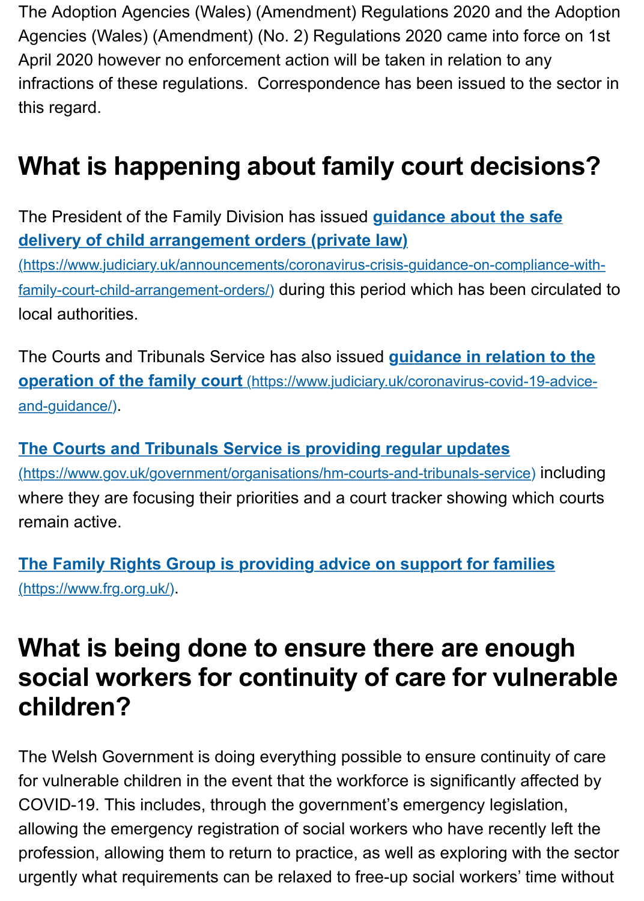The Adoption Agencies (Wales) (Amendment) Regulations 2020 and the Adoption Agencies (Wales) (Amendment) (No. 2) Regulations 2020 came into force on 1st April 2020 however no enforcement action will be taken in relation to any infractions of these regulations. Correspondence has been issued to the sector in this regard.

## What is happening about family court decisions?

The President of the Family Division has issued **[guidance about the safe delivery of child arrangement orders (private law)](https://www.judiciary.uk/announcements/coronavirus-crisis-guidance-on-compliance-with-family-court-child-arrangement-orders/)** (https://www.judiciary.uk/announcements/coronavirus-crisis-guidance-on-compliance-with-family-court-child-arrangement-orders/) during this period which has been circulated to local authorities.

The Courts and Tribunals Service has also issued **[guidance in relation to the operation of the family court](https://www.judiciary.uk/coronavirus-covid-19-advice-and-guidance/)** (https://www.judiciary.uk/coronavirus-covid-19-advice-and-guidance/).

**[The Courts and Tribunals Service is providing regular updates](https://www.gov.uk/government/organisations/hm-courts-and-tribunals-service)** (https://www.gov.uk/government/organisations/hm-courts-and-tribunals-service) including where they are focusing their priorities and a court tracker showing which courts remain active.

**[The Family Rights Group is providing advice on support for families](https://www.frg.org.uk/)** (https://www.frg.org.uk/).

## What is being done to ensure there are enough social workers for continuity of care for vulnerable children?

The Welsh Government is doing everything possible to ensure continuity of care for vulnerable children in the event that the workforce is significantly affected by COVID-19. This includes, through the government's emergency legislation, allowing the emergency registration of social workers who have recently left the profession, allowing them to return to practice, as well as exploring with the sector urgently what requirements can be relaxed to free-up social workers' time without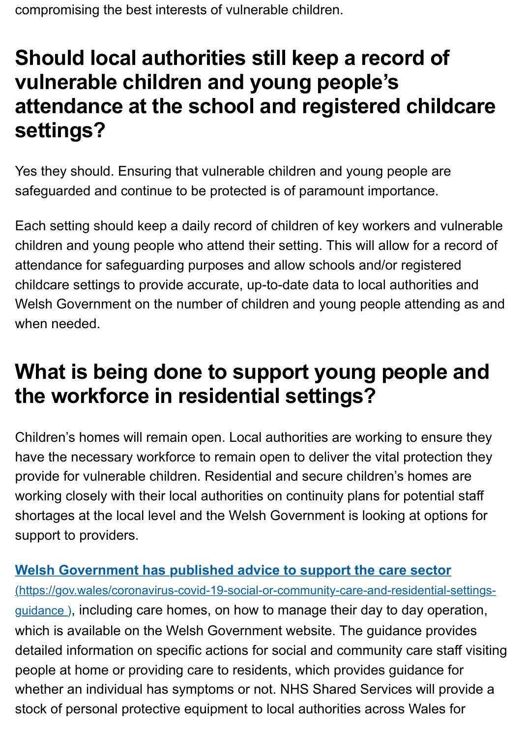compromising the best interests of vulnerable children.

## Should local authorities still keep a record of vulnerable children and young people's attendance at the school and registered childcare settings?

Yes they should. Ensuring that vulnerable children and young people are safeguarded and continue to be protected is of paramount importance.

Each setting should keep a daily record of children of key workers and vulnerable children and young people who attend their setting. This will allow for a record of attendance for safeguarding purposes and allow schools and/or registered childcare settings to provide accurate, up-to-date data to local authorities and Welsh Government on the number of children and young people attending as and when needed.

## What is being done to support young people and the workforce in residential settings?

Children's homes will remain open. Local authorities are working to ensure they have the necessary workforce to remain open to deliver the vital protection they provide for vulnerable children. Residential and secure children's homes are working closely with their local authorities on continuity plans for potential staff shortages at the local level and the Welsh Government is looking at options for support to providers.

[Welsh Government has published advice to support the care sector](https://gov.wales/coronavirus-covid-19-social-or-community-care-and-residential-settings-guidance) (https://gov.wales/coronavirus-covid-19-social-or-community-care-and-residential-settings-guidance ), including care homes, on how to manage their day to day operation, which is available on the Welsh Government website. The guidance provides detailed information on specific actions for social and community care staff visiting people at home or providing care to residents, which provides guidance for whether an individual has symptoms or not. NHS Shared Services will provide a stock of personal protective equipment to local authorities across Wales for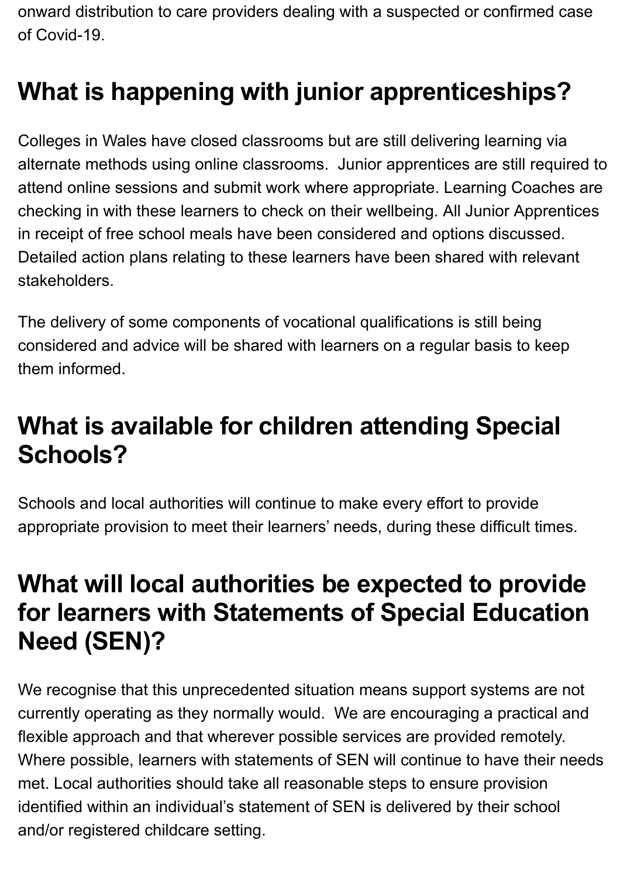onward distribution to care providers dealing with a suspected or confirmed case of Covid-19.

## What is happening with junior apprenticeships?

Colleges in Wales have closed classrooms but are still delivering learning via alternate methods using online classrooms. Junior apprentices are still required to attend online sessions and submit work where appropriate. Learning Coaches are checking in with these learners to check on their wellbeing. All Junior Apprentices in receipt of free school meals have been considered and options discussed. Detailed action plans relating to these learners have been shared with relevant stakeholders.

The delivery of some components of vocational qualifications is still being considered and advice will be shared with learners on a regular basis to keep them informed.

## What is available for children attending Special Schools?

Schools and local authorities will continue to make every effort to provide appropriate provision to meet their learners' needs, during these difficult times.

## What will local authorities be expected to provide for learners with Statements of Special Education Need (SEN)?

We recognise that this unprecedented situation means support systems are not currently operating as they normally would. We are encouraging a practical and flexible approach and that wherever possible services are provided remotely. Where possible, learners with statements of SEN will continue to have their needs met. Local authorities should take all reasonable steps to ensure provision identified within an individual's statement of SEN is delivered by their school and/or registered childcare setting.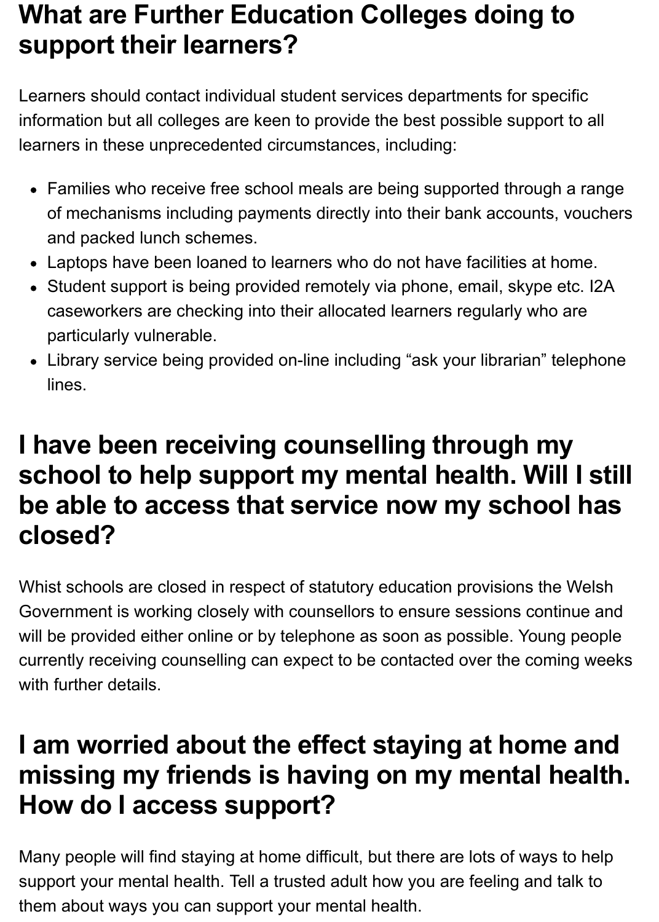## What are Further Education Colleges doing to support their learners?

Learners should contact individual student services departments for specific information but all colleges are keen to provide the best possible support to all learners in these unprecedented circumstances, including:

- Families who receive free school meals are being supported through a range of mechanisms including payments directly into their bank accounts, vouchers and packed lunch schemes.
- Laptops have been loaned to learners who do not have facilities at home.
- Student support is being provided remotely via phone, email, skype etc. I2A caseworkers are checking into their allocated learners regularly who are particularly vulnerable.
- Library service being provided on-line including “ask your librarian” telephone lines.

## I have been receiving counselling through my school to help support my mental health. Will I still be able to access that service now my school has closed?

Whist schools are closed in respect of statutory education provisions the Welsh Government is working closely with counsellors to ensure sessions continue and will be provided either online or by telephone as soon as possible. Young people currently receiving counselling can expect to be contacted over the coming weeks with further details.

## I am worried about the effect staying at home and missing my friends is having on my mental health. How do I access support?

Many people will find staying at home difficult, but there are lots of ways to help support your mental health. Tell a trusted adult how you are feeling and talk to them about ways you can support your mental health.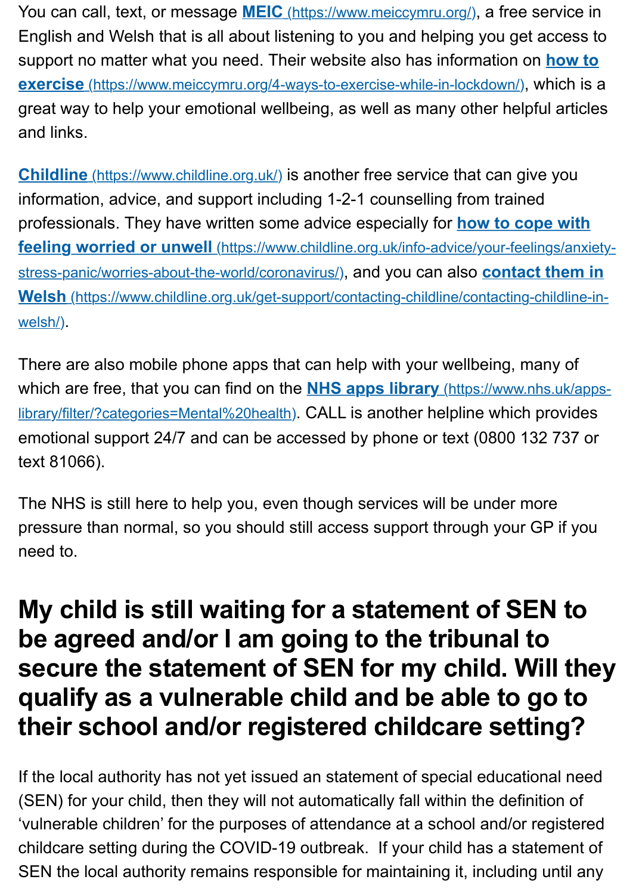You can call, text, or message **[MEIC](https://www.meiccymru.org/)** (https://www.meiccymru.org/), a free service in English and Welsh that is all about listening to you and helping you get access to support no matter what you need. Their website also has information on **[how to exercise](https://www.meiccymru.org/4-ways-to-exercise-while-in-lockdown/)** (https://www.meiccymru.org/4-ways-to-exercise-while-in-lockdown/), which is a great way to help your emotional wellbeing, as well as many other helpful articles and links.

**[Childline](https://www.childline.org.uk/)** (https://www.childline.org.uk/) is another free service that can give you information, advice, and support including 1-2-1 counselling from trained professionals. They have written some advice especially for **[how to cope with feeling worried or unwell](https://www.childline.org.uk/info-advice/your-feelings/anxiety-stress-panic/worries-about-the-world/coronavirus/)** (https://www.childline.org.uk/info-advice/your-feelings/anxiety-stress-panic/worries-about-the-world/coronavirus/), and you can also **[contact them in Welsh](https://www.childline.org.uk/get-support/contacting-childline/contacting-childline-in-welsh/)** (https://www.childline.org.uk/get-support/contacting-childline/contacting-childline-in-welsh/).

There are also mobile phone apps that can help with your wellbeing, many of which are free, that you can find on the **[NHS apps library](https://www.nhs.uk/apps-library/filter/?categories=Mental%20health)** (https://www.nhs.uk/apps-library/filter/?categories=Mental%20health). CALL is another helpline which provides emotional support 24/7 and can be accessed by phone or text (0800 132 737 or text 81066).

The NHS is still here to help you, even though services will be under more pressure than normal, so you should still access support through your GP if you need to.

## My child is still waiting for a statement of SEN to be agreed and/or I am going to the tribunal to secure the statement of SEN for my child. Will they qualify as a vulnerable child and be able to go to their school and/or registered childcare setting?

If the local authority has not yet issued an statement of special educational need (SEN) for your child, then they will not automatically fall within the definition of 'vulnerable children' for the purposes of attendance at a school and/or registered childcare setting during the COVID-19 outbreak. If your child has a statement of SEN the local authority remains responsible for maintaining it, including until any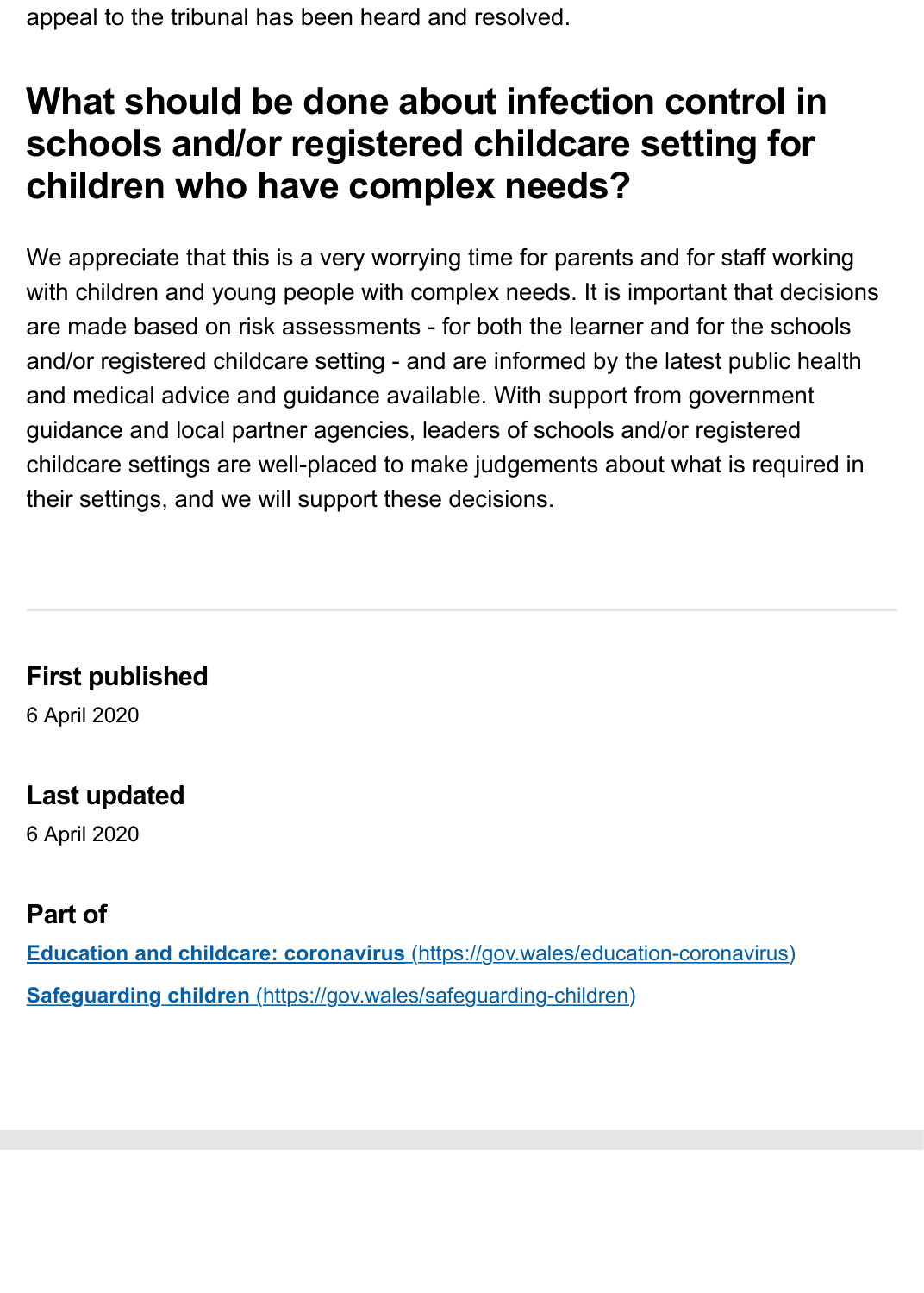appeal to the tribunal has been heard and resolved.

## What should be done about infection control in schools and/or registered childcare setting for children who have complex needs?

We appreciate that this is a very worrying time for parents and for staff working with children and young people with complex needs. It is important that decisions are made based on risk assessments - for both the learner and for the schools and/or registered childcare setting - and are informed by the latest public health and medical advice and guidance available. With support from government guidance and local partner agencies, leaders of schools and/or registered childcare settings are well-placed to make judgements about what is required in their settings, and we will support these decisions.

---

**First published**

6 April 2020

**Last updated**

6 April 2020

**Part of**

**Education and childcare: coronavirus** (https://gov.wales/education-coronavirus)

**Safeguarding children** (https://gov.wales/safeguarding-children)